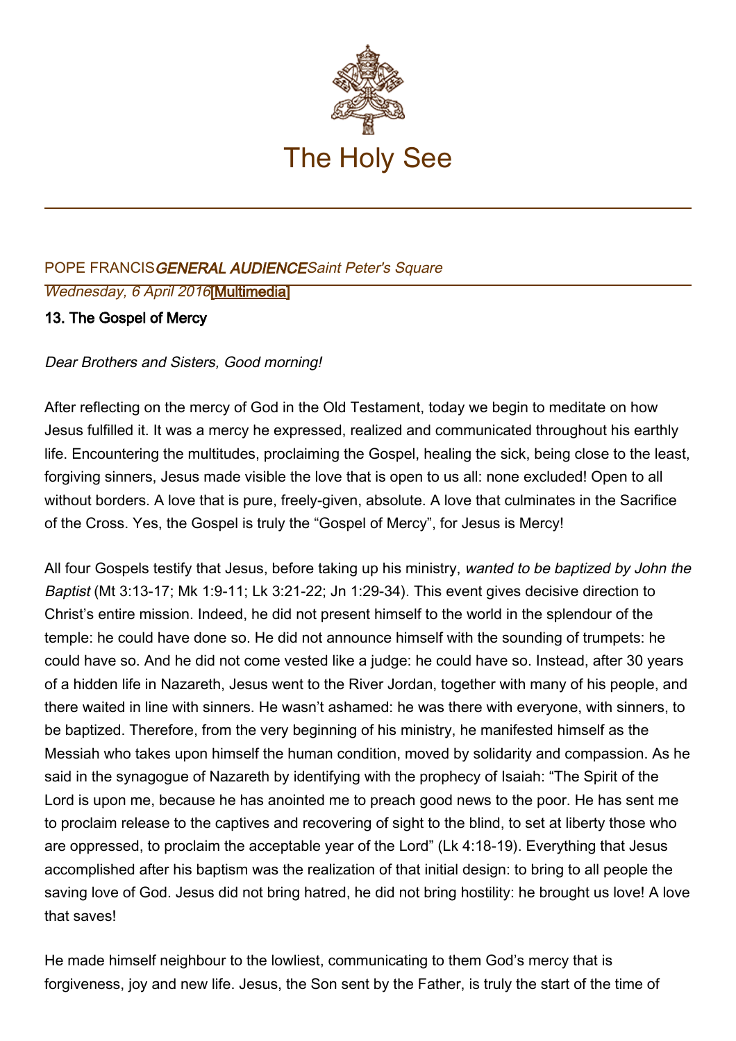# The Holy See

POPE FRANCIS *GENERAL AUDIENCE* *Saint Peter's Square*

*Wednesday, 6 April 2016* [Multimedia]

## 13. The Gospel of Mercy

*Dear Brothers and Sisters, Good morning!*

After reflecting on the mercy of God in the Old Testament, today we begin to meditate on how Jesus fulfilled it. It was a mercy he expressed, realized and communicated throughout his earthly life. Encountering the multitudes, proclaiming the Gospel, healing the sick, being close to the least, forgiving sinners, Jesus made visible the love that is open to us all: none excluded! Open to all without borders. A love that is pure, freely-given, absolute. A love that culminates in the Sacrifice of the Cross. Yes, the Gospel is truly the "Gospel of Mercy", for Jesus is Mercy!

All four Gospels testify that Jesus, before taking up his ministry, *wanted to be baptized by John the Baptist* (Mt 3:13-17; Mk 1:9-11; Lk 3:21-22; Jn 1:29-34). This event gives decisive direction to Christ's entire mission. Indeed, he did not present himself to the world in the splendour of the temple: he could have done so. He did not announce himself with the sounding of trumpets: he could have so. And he did not come vested like a judge: he could have so. Instead, after 30 years of a hidden life in Nazareth, Jesus went to the River Jordan, together with many of his people, and there waited in line with sinners. He wasn't ashamed: he was there with everyone, with sinners, to be baptized. Therefore, from the very beginning of his ministry, he manifested himself as the Messiah who takes upon himself the human condition, moved by solidarity and compassion. As he said in the synagogue of Nazareth by identifying with the prophecy of Isaiah: "The Spirit of the Lord is upon me, because he has anointed me to preach good news to the poor. He has sent me to proclaim release to the captives and recovering of sight to the blind, to set at liberty those who are oppressed, to proclaim the acceptable year of the Lord" (Lk 4:18-19). Everything that Jesus accomplished after his baptism was the realization of that initial design: to bring to all people the saving love of God. Jesus did not bring hatred, he did not bring hostility: he brought us love! A love that saves!

He made himself neighbour to the lowliest, communicating to them God's mercy that is forgiveness, joy and new life. Jesus, the Son sent by the Father, is truly the start of the time of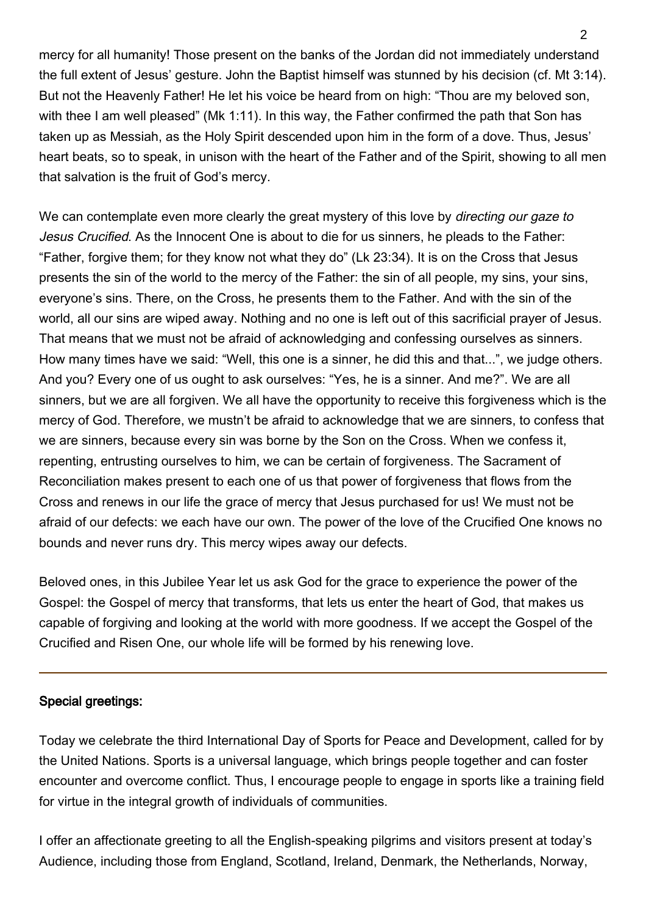mercy for all humanity! Those present on the banks of the Jordan did not immediately understand the full extent of Jesus' gesture. John the Baptist himself was stunned by his decision (cf. Mt 3:14). But not the Heavenly Father! He let his voice be heard from on high: "Thou are my beloved son, with thee I am well pleased" (Mk 1:11). In this way, the Father confirmed the path that Son has taken up as Messiah, as the Holy Spirit descended upon him in the form of a dove. Thus, Jesus' heart beats, so to speak, in unison with the heart of the Father and of the Spirit, showing to all men that salvation is the fruit of God's mercy.

We can contemplate even more clearly the great mystery of this love by *directing our gaze to Jesus Crucified*. As the Innocent One is about to die for us sinners, he pleads to the Father: "Father, forgive them; for they know not what they do" (Lk 23:34). It is on the Cross that Jesus presents the sin of the world to the mercy of the Father: the sin of all people, my sins, your sins, everyone's sins. There, on the Cross, he presents them to the Father. And with the sin of the world, all our sins are wiped away. Nothing and no one is left out of this sacrificial prayer of Jesus. That means that we must not be afraid of acknowledging and confessing ourselves as sinners. How many times have we said: "Well, this one is a sinner, he did this and that...", we judge others. And you? Every one of us ought to ask ourselves: "Yes, he is a sinner. And me?". We are all sinners, but we are all forgiven. We all have the opportunity to receive this forgiveness which is the mercy of God. Therefore, we mustn't be afraid to acknowledge that we are sinners, to confess that we are sinners, because every sin was borne by the Son on the Cross. When we confess it, repenting, entrusting ourselves to him, we can be certain of forgiveness. The Sacrament of Reconciliation makes present to each one of us that power of forgiveness that flows from the Cross and renews in our life the grace of mercy that Jesus purchased for us! We must not be afraid of our defects: we each have our own. The power of the love of the Crucified One knows no bounds and never runs dry. This mercy wipes away our defects.

Beloved ones, in this Jubilee Year let us ask God for the grace to experience the power of the Gospel: the Gospel of mercy that transforms, that lets us enter the heart of God, that makes us capable of forgiving and looking at the world with more goodness. If we accept the Gospel of the Crucified and Risen One, our whole life will be formed by his renewing love.

---

**Special greetings:**

Today we celebrate the third International Day of Sports for Peace and Development, called for by the United Nations. Sports is a universal language, which brings people together and can foster encounter and overcome conflict. Thus, I encourage people to engage in sports like a training field for virtue in the integral growth of individuals of communities.

I offer an affectionate greeting to all the English-speaking pilgrims and visitors present at today's Audience, including those from England, Scotland, Ireland, Denmark, the Netherlands, Norway,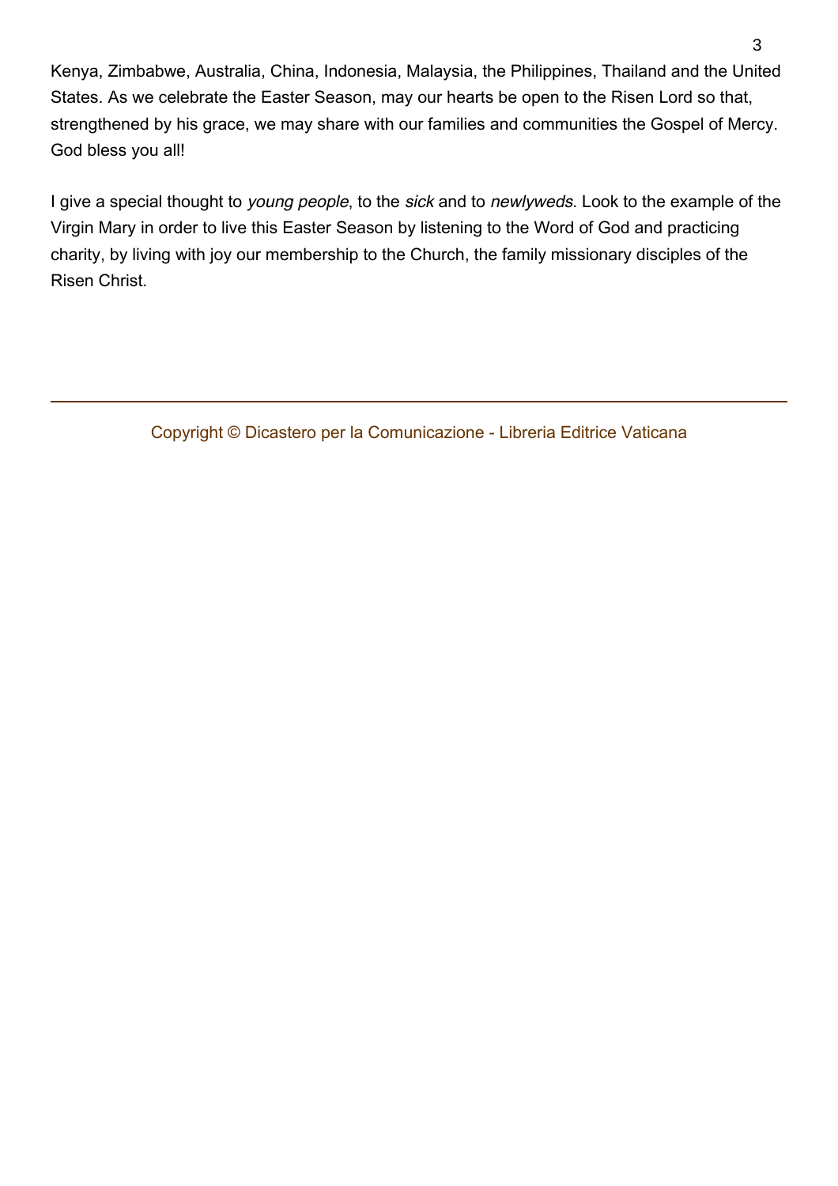Kenya, Zimbabwe, Australia, China, Indonesia, Malaysia, the Philippines, Thailand and the United States. As we celebrate the Easter Season, may our hearts be open to the Risen Lord so that, strengthened by his grace, we may share with our families and communities the Gospel of Mercy. God bless you all!

I give a special thought to *young people*, to the *sick* and to *newlyweds*. Look to the example of the Virgin Mary in order to live this Easter Season by listening to the Word of God and practicing charity, by living with joy our membership to the Church, the family missionary disciples of the Risen Christ.

---

Copyright © Dicastero per la Comunicazione - Libreria Editrice Vaticana